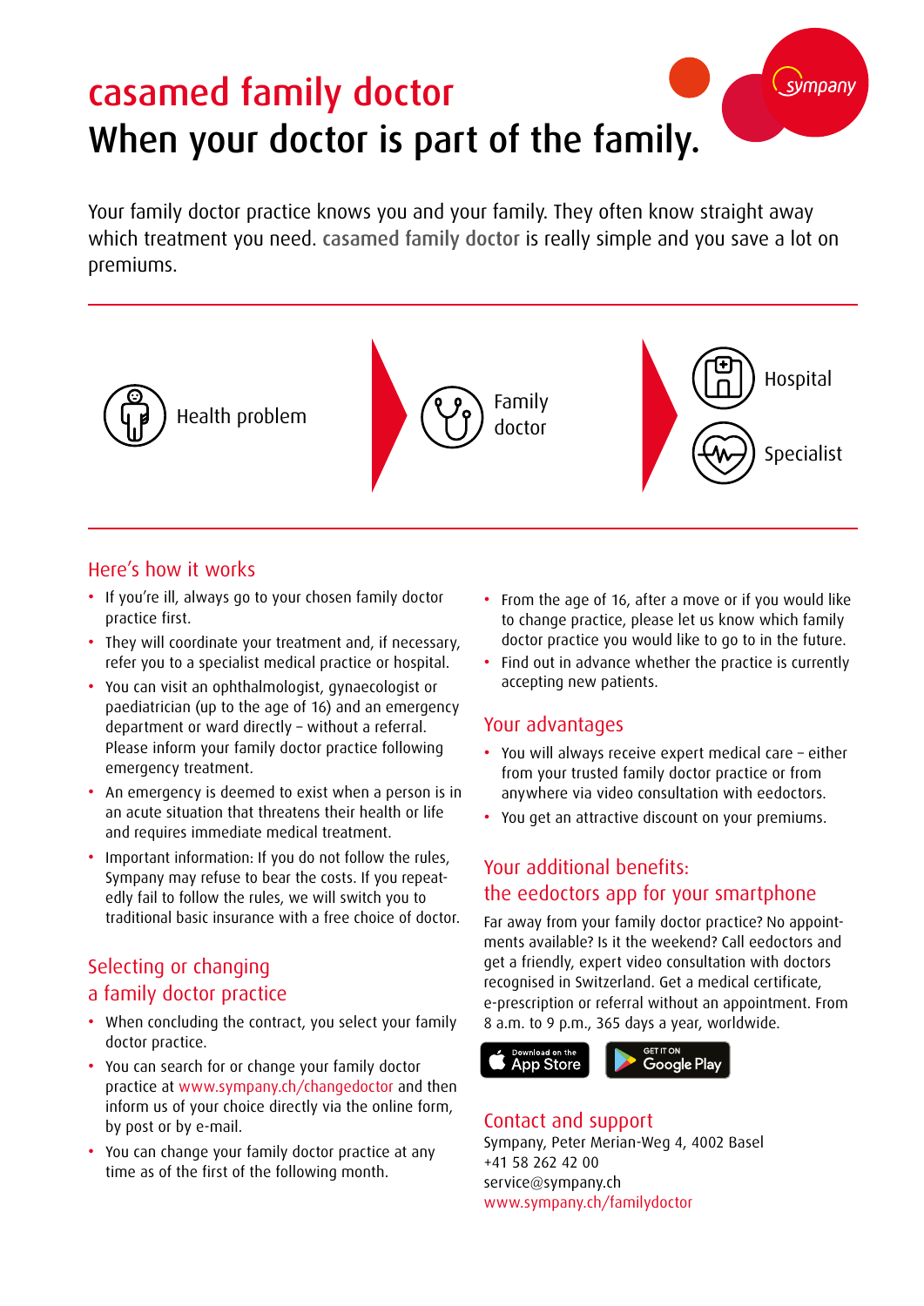# casamed family doctor

## When your doctor is part of the family.

Your family doctor practice knows you and your family. They often know straight away which treatment you need. casamed family doctor is really simple and you save a lot on premiums.

Health problem → Family doctor → Hospital / Specialist

### Here's how it works

- If you're ill, always go to your chosen family doctor practice first.
- They will coordinate your treatment and, if necessary, refer you to a specialist medical practice or hospital.
- You can visit an ophthalmologist, gynaecologist or paediatrician (up to the age of 16) and an emergency department or ward directly – without a referral. Please inform your family doctor practice following emergency treatment.
- An emergency is deemed to exist when a person is in an acute situation that threatens their health or life and requires immediate medical treatment.
- Important information: If you do not follow the rules, Sympany may refuse to bear the costs. If you repeatedly fail to follow the rules, we will switch you to traditional basic insurance with a free choice of doctor.

### Selecting or changing a family doctor practice

- When concluding the contract, you select your family doctor practice.
- You can search for or change your family doctor practice at www.sympany.ch/changedoctor and then inform us of your choice directly via the online form, by post or by e-mail.
- You can change your family doctor practice at any time as of the first of the following month.
- From the age of 16, after a move or if you would like to change practice, please let us know which family doctor practice you would like to go to in the future.
- Find out in advance whether the practice is currently accepting new patients.

### Your advantages

- You will always receive expert medical care – either from your trusted family doctor practice or from anywhere via video consultation with eedoctors.
- You get an attractive discount on your premiums.

### Your additional benefits: the eedoctors app for your smartphone

Far away from your family doctor practice? No appointments available? Is it the weekend? Call eedoctors and get a friendly, expert video consultation with doctors recognised in Switzerland. Get a medical certificate, e-prescription or referral without an appointment. From 8 a.m. to 9 p.m., 365 days a year, worldwide.

Download on the App Store | GET IT ON Google Play

### Contact and support

Sympany, Peter Merian-Weg 4, 4002 Basel
+41 58 262 42 00
service@sympany.ch
www.sympany.ch/familydoctor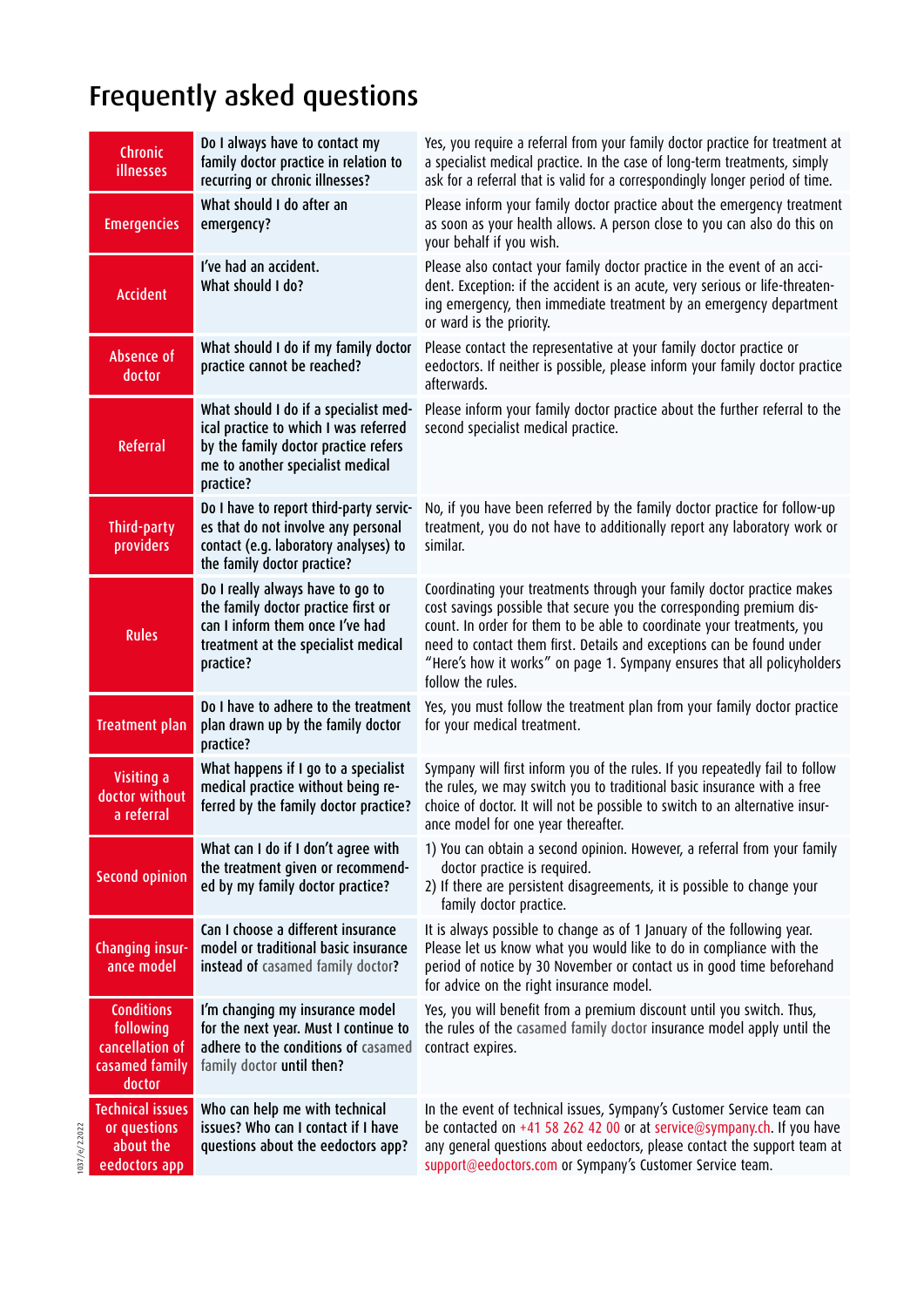# Frequently asked questions

| | | |
|---|---|---|
| Chronic illnesses | Do I always have to contact my family doctor practice in relation to recurring or chronic illnesses? | Yes, you require a referral from your family doctor practice for treatment at a specialist medical practice. In the case of long-term treatments, simply ask for a referral that is valid for a correspondingly longer period of time. |
| Emergencies | What should I do after an emergency? | Please inform your family doctor practice about the emergency treatment as soon as your health allows. A person close to you can also do this on your behalf if you wish. |
| Accident | I've had an accident. What should I do? | Please also contact your family doctor practice in the event of an accident. Exception: if the accident is an acute, very serious or life-threatening emergency, then immediate treatment by an emergency department or ward is the priority. |
| Absence of doctor | What should I do if my family doctor practice cannot be reached? | Please contact the representative at your family doctor practice or eedoctors. If neither is possible, please inform your family doctor practice afterwards. |
| Referral | What should I do if a specialist medical practice to which I was referred by the family doctor practice refers me to another specialist medical practice? | Please inform your family doctor practice about the further referral to the second specialist medical practice. |
| Third-party providers | Do I have to report third-party services that do not involve any personal contact (e.g. laboratory analyses) to the family doctor practice? | No, if you have been referred by the family doctor practice for follow-up treatment, you do not have to additionally report any laboratory work or similar. |
| Rules | Do I really always have to go to the family doctor practice first or can I inform them once I've had treatment at the specialist medical practice? | Coordinating your treatments through your family doctor practice makes cost savings possible that secure you the corresponding premium discount. In order for them to be able to coordinate your treatments, you need to contact them first. Details and exceptions can be found under "Here's how it works" on page 1. Sympany ensures that all policyholders follow the rules. |
| Treatment plan | Do I have to adhere to the treatment plan drawn up by the family doctor practice? | Yes, you must follow the treatment plan from your family doctor practice for your medical treatment. |
| Visiting a doctor without a referral | What happens if I go to a specialist medical practice without being referred by the family doctor practice? | Sympany will first inform you of the rules. If you repeatedly fail to follow the rules, we may switch you to traditional basic insurance with a free choice of doctor. It will not be possible to switch to an alternative insurance model for one year thereafter. |
| Second opinion | What can I do if I don't agree with the treatment given or recommended by my family doctor practice? | 1) You can obtain a second opinion. However, a referral from your family doctor practice is required.<br>2) If there are persistent disagreements, it is possible to change your family doctor practice. |
| Changing insurance model | Can I choose a different insurance model or traditional basic insurance instead of casamed family doctor? | It is always possible to change as of 1 January of the following year. Please let us know what you would like to do in compliance with the period of notice by 30 November or contact us in good time beforehand for advice on the right insurance model. |
| Conditions following cancellation of casamed family doctor | I'm changing my insurance model for the next year. Must I continue to adhere to the conditions of casamed family doctor until then? | Yes, you will benefit from a premium discount until you switch. Thus, the rules of the casamed family doctor insurance model apply until the contract expires. |
| Technical issues or questions about the eedoctors app | Who can help me with technical issues? Who can I contact if I have questions about the eedoctors app? | In the event of technical issues, Sympany's Customer Service team can be contacted on +41 58 262 42 00 or at service@sympany.ch. If you have any general questions about eedoctors, please contact the support team at support@eedoctors.com or Sympany's Customer Service team. |

1037/e/2.2022